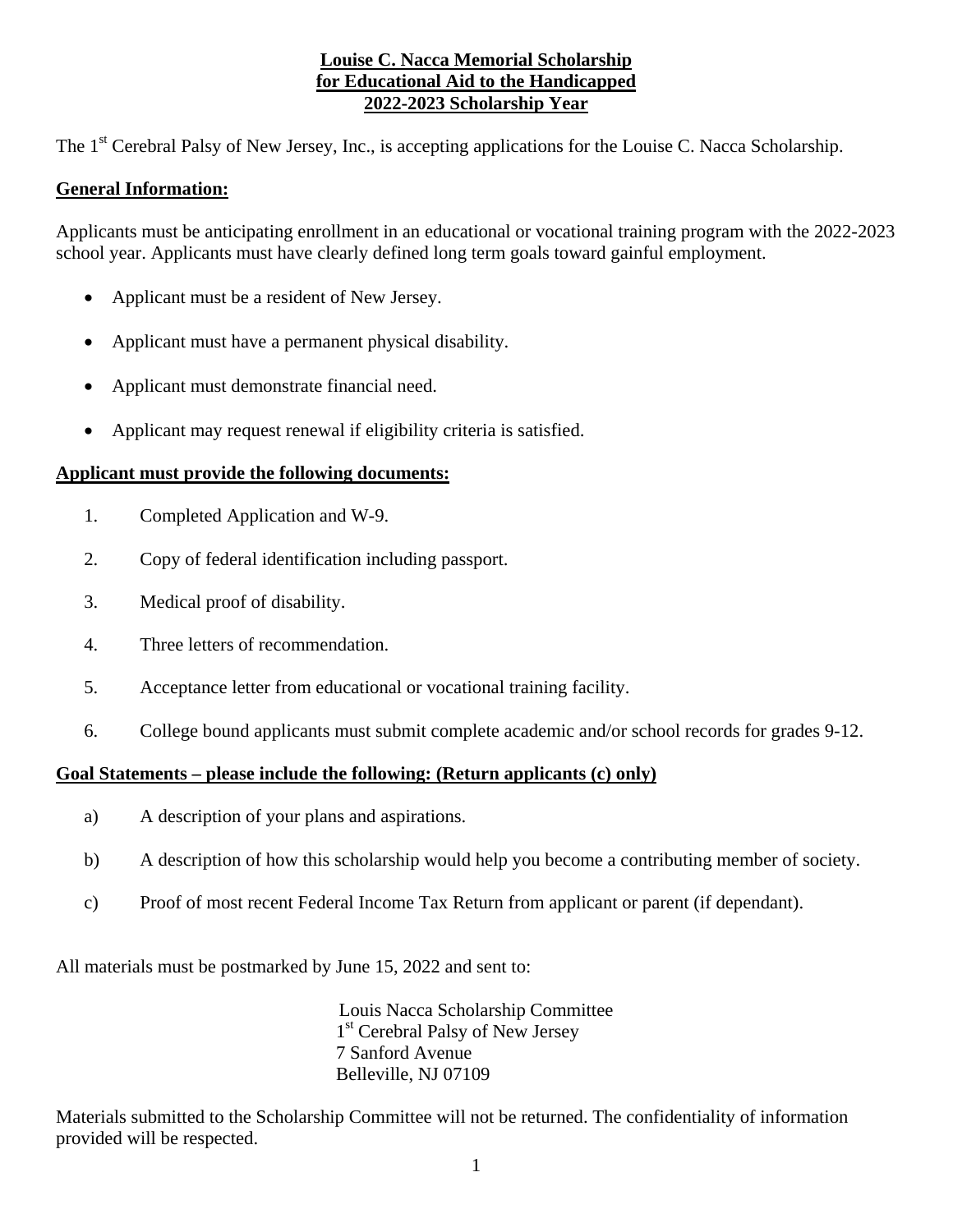**Louise C. Nacca Memorial Scholarship**
**for Educational Aid to the Handicapped**
**2022-2023 Scholarship Year**

The 1st Cerebral Palsy of New Jersey, Inc., is accepting applications for the Louise C. Nacca Scholarship.

## General Information:

Applicants must be anticipating enrollment in an educational or vocational training program with the 2022-2023 school year. Applicants must have clearly defined long term goals toward gainful employment.

- Applicant must be a resident of New Jersey.
- Applicant must have a permanent physical disability.
- Applicant must demonstrate financial need.
- Applicant may request renewal if eligibility criteria is satisfied.

## Applicant must provide the following documents:

1. Completed Application and W-9.
2. Copy of federal identification including passport.
3. Medical proof of disability.
4. Three letters of recommendation.
5. Acceptance letter from educational or vocational training facility.
6. College bound applicants must submit complete academic and/or school records for grades 9-12.

## Goal Statements – please include the following: (Return applicants (c) only)

a) A description of your plans and aspirations.

b) A description of how this scholarship would help you become a contributing member of society.

c) Proof of most recent Federal Income Tax Return from applicant or parent (if dependant).

All materials must be postmarked by June 15, 2022 and sent to:

Louis Nacca Scholarship Committee
1st Cerebral Palsy of New Jersey
7 Sanford Avenue
Belleville, NJ 07109

Materials submitted to the Scholarship Committee will not be returned. The confidentiality of information provided will be respected.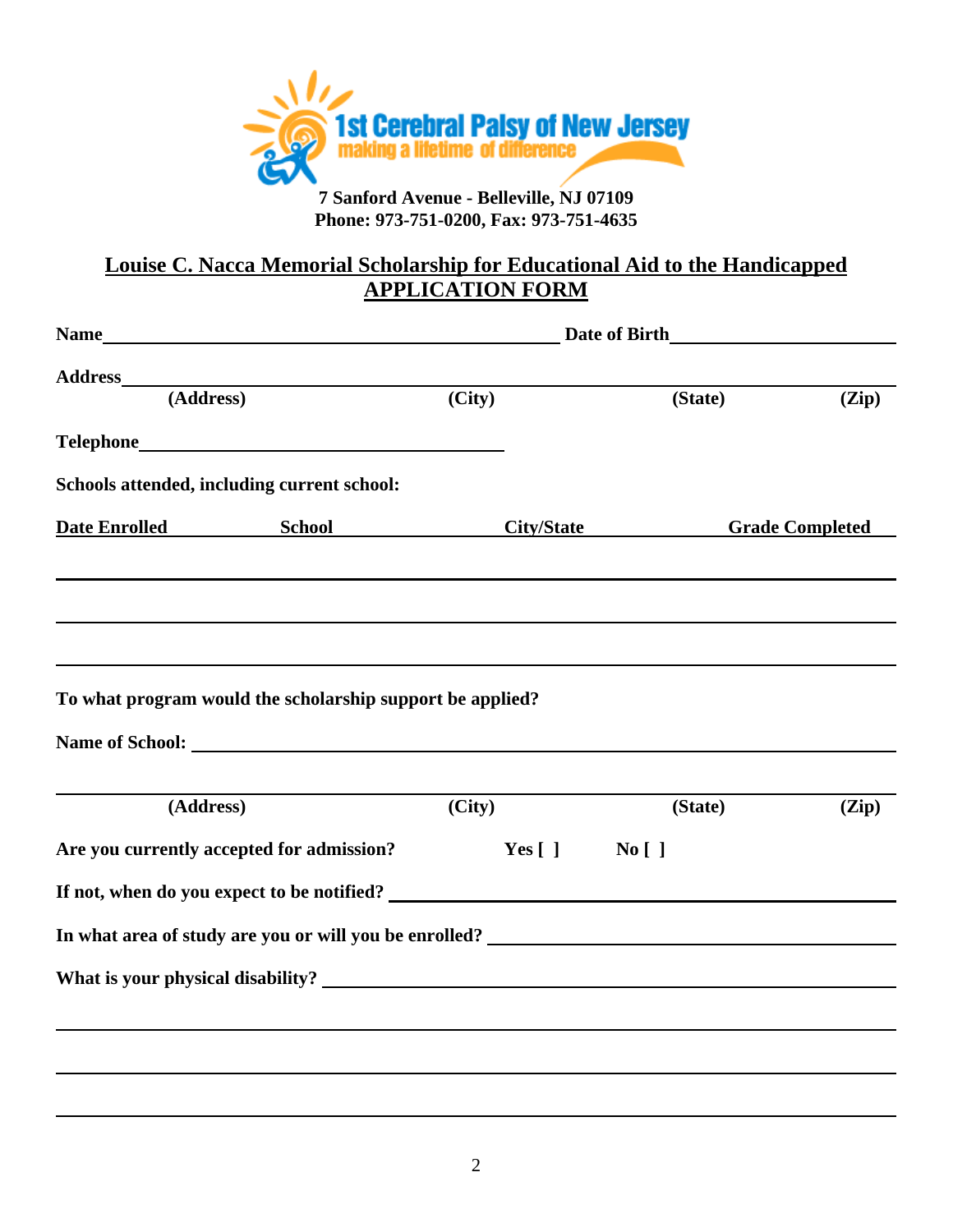**1st Cerebral Palsy of New Jersey**
making a lifetime of difference

**7 Sanford Avenue - Belleville, NJ 07109**
**Phone: 973-751-0200, Fax: 973-751-4635**

# Louise C. Nacca Memorial Scholarship for Educational Aid to the Handicapped
## APPLICATION FORM

**Name**\_\_\_\_\_\_\_\_\_\_\_\_\_\_\_\_\_\_\_\_\_\_\_\_\_\_\_\_\_\_\_\_\_\_\_\_ **Date of Birth**\_\_\_\_\_\_\_\_\_\_\_\_\_\_\_\_\_\_\_\_

**Address**\_\_\_\_\_\_\_\_\_\_\_\_\_\_\_\_\_\_\_\_\_\_\_\_\_\_\_\_\_\_\_\_\_\_\_\_\_\_\_\_\_\_\_\_\_\_\_\_\_\_\_\_\_\_\_\_\_\_\_\_\_\_\_\_

**(Address)** **(City)** **(State)** **(Zip)**

**Telephone**\_\_\_\_\_\_\_\_\_\_\_\_\_\_\_\_\_\_\_\_\_\_\_\_\_\_\_\_\_\_

**Schools attended, including current school:**

| Date Enrolled | School | City/State | Grade Completed |
|---|---|---|---|
| | | | |
| | | | |
| | | | |

**To what program would the scholarship support be applied?**

**Name of School:** \_\_\_\_\_\_\_\_\_\_\_\_\_\_\_\_\_\_\_\_\_\_\_\_\_\_\_\_\_\_\_\_\_\_\_\_\_\_\_\_\_\_\_\_\_\_\_\_\_\_\_\_\_\_\_\_\_\_

\_\_\_\_\_\_\_\_\_\_\_\_\_\_\_\_\_\_\_\_\_\_\_\_\_\_\_\_\_\_\_\_\_\_\_\_\_\_\_\_\_\_\_\_\_\_\_\_\_\_\_\_\_\_\_\_\_\_\_\_\_\_\_\_\_\_\_\_\_\_\_\_\_\_

**(Address)** **(City)** **(State)** **(Zip)**

**Are you currently accepted for admission?** **Yes [ ]** **No [ ]**

**If not, when do you expect to be notified?** \_\_\_\_\_\_\_\_\_\_\_\_\_\_\_\_\_\_\_\_\_\_\_\_\_\_\_\_\_\_\_\_\_\_\_\_\_\_\_\_

**In what area of study are you or will you be enrolled?** \_\_\_\_\_\_\_\_\_\_\_\_\_\_\_\_\_\_\_\_\_\_\_\_\_\_\_\_\_\_

**What is your physical disability?** \_\_\_\_\_\_\_\_\_\_\_\_\_\_\_\_\_\_\_\_\_\_\_\_\_\_\_\_\_\_\_\_\_\_\_\_\_\_\_\_\_\_\_\_\_\_\_\_

\_\_\_\_\_\_\_\_\_\_\_\_\_\_\_\_\_\_\_\_\_\_\_\_\_\_\_\_\_\_\_\_\_\_\_\_\_\_\_\_\_\_\_\_\_\_\_\_\_\_\_\_\_\_\_\_\_\_\_\_\_\_\_\_\_\_\_\_\_\_\_\_\_\_

\_\_\_\_\_\_\_\_\_\_\_\_\_\_\_\_\_\_\_\_\_\_\_\_\_\_\_\_\_\_\_\_\_\_\_\_\_\_\_\_\_\_\_\_\_\_\_\_\_\_\_\_\_\_\_\_\_\_\_\_\_\_\_\_\_\_\_\_\_\_\_\_\_\_

\_\_\_\_\_\_\_\_\_\_\_\_\_\_\_\_\_\_\_\_\_\_\_\_\_\_\_\_\_\_\_\_\_\_\_\_\_\_\_\_\_\_\_\_\_\_\_\_\_\_\_\_\_\_\_\_\_\_\_\_\_\_\_\_\_\_\_\_\_\_\_\_\_\_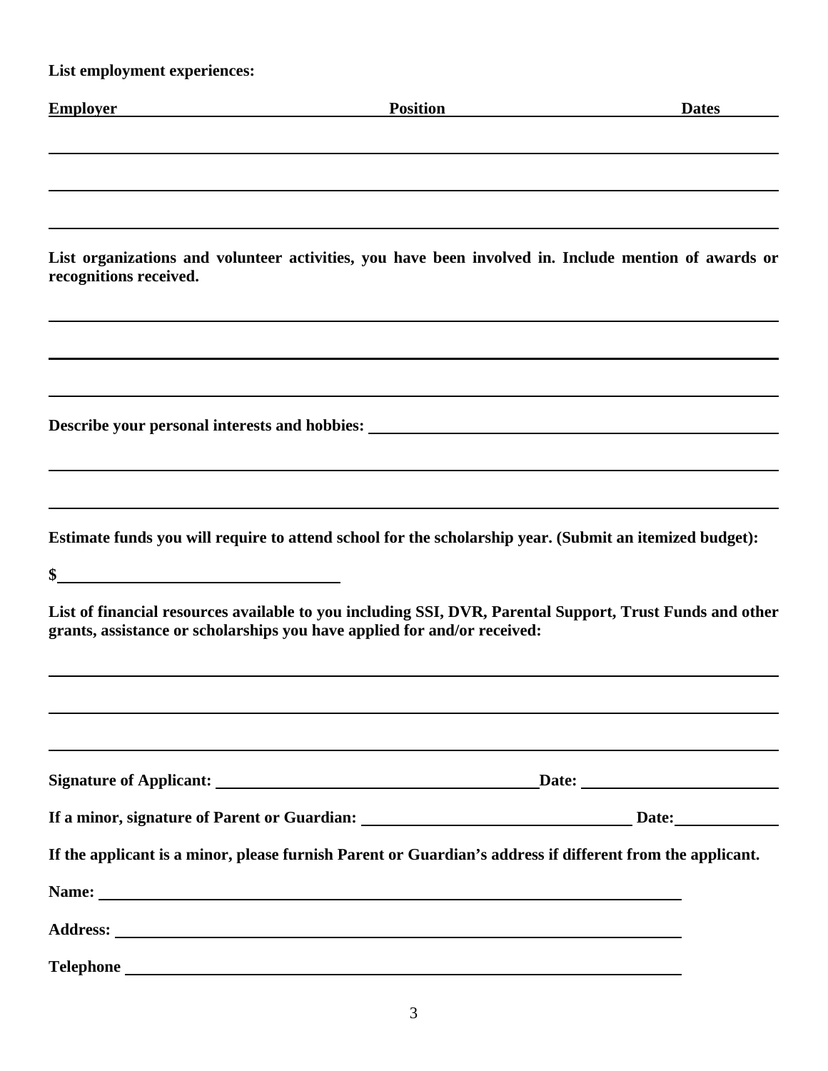**List employment experiences:**

| Employer | Position | Dates |
|---|---|---|
| | | |
| | | |
| | | |

**List organizations and volunteer activities, you have been involved in. Include mention of awards or recognitions received.**

\_\_\_\_\_\_\_\_\_\_\_\_\_\_\_\_\_\_\_\_\_\_\_\_\_\_\_\_\_\_\_\_\_\_\_\_\_\_\_\_\_\_\_\_\_\_\_\_\_\_\_\_\_\_\_\_\_\_\_\_

\_\_\_\_\_\_\_\_\_\_\_\_\_\_\_\_\_\_\_\_\_\_\_\_\_\_\_\_\_\_\_\_\_\_\_\_\_\_\_\_\_\_\_\_\_\_\_\_\_\_\_\_\_\_\_\_\_\_\_\_

\_\_\_\_\_\_\_\_\_\_\_\_\_\_\_\_\_\_\_\_\_\_\_\_\_\_\_\_\_\_\_\_\_\_\_\_\_\_\_\_\_\_\_\_\_\_\_\_\_\_\_\_\_\_\_\_\_\_\_\_

**Describe your personal interests and hobbies:** \_\_\_\_\_\_\_\_\_\_\_\_\_\_\_\_\_\_\_\_\_\_\_\_\_\_\_\_\_\_\_\_

\_\_\_\_\_\_\_\_\_\_\_\_\_\_\_\_\_\_\_\_\_\_\_\_\_\_\_\_\_\_\_\_\_\_\_\_\_\_\_\_\_\_\_\_\_\_\_\_\_\_\_\_\_\_\_\_\_\_\_\_

\_\_\_\_\_\_\_\_\_\_\_\_\_\_\_\_\_\_\_\_\_\_\_\_\_\_\_\_\_\_\_\_\_\_\_\_\_\_\_\_\_\_\_\_\_\_\_\_\_\_\_\_\_\_\_\_\_\_\_\_

**Estimate funds you will require to attend school for the scholarship year. (Submit an itemized budget):**

**$**\_\_\_\_\_\_\_\_\_\_\_\_\_\_\_\_\_\_\_\_\_\_\_\_

**List of financial resources available to you including SSI, DVR, Parental Support, Trust Funds and other grants, assistance or scholarships you have applied for and/or received:**

\_\_\_\_\_\_\_\_\_\_\_\_\_\_\_\_\_\_\_\_\_\_\_\_\_\_\_\_\_\_\_\_\_\_\_\_\_\_\_\_\_\_\_\_\_\_\_\_\_\_\_\_\_\_\_\_\_\_\_\_

\_\_\_\_\_\_\_\_\_\_\_\_\_\_\_\_\_\_\_\_\_\_\_\_\_\_\_\_\_\_\_\_\_\_\_\_\_\_\_\_\_\_\_\_\_\_\_\_\_\_\_\_\_\_\_\_\_\_\_\_

\_\_\_\_\_\_\_\_\_\_\_\_\_\_\_\_\_\_\_\_\_\_\_\_\_\_\_\_\_\_\_\_\_\_\_\_\_\_\_\_\_\_\_\_\_\_\_\_\_\_\_\_\_\_\_\_\_\_\_\_

**Signature of Applicant:** \_\_\_\_\_\_\_\_\_\_\_\_\_\_\_\_\_\_\_\_\_\_\_\_\_\_\_\_ **Date:** \_\_\_\_\_\_\_\_\_\_\_\_\_\_\_\_

**If a minor, signature of Parent or Guardian:** \_\_\_\_\_\_\_\_\_\_\_\_\_\_\_\_\_\_\_\_\_\_\_\_ **Date:** \_\_\_\_\_\_\_\_\_

**If the applicant is a minor, please furnish Parent or Guardian's address if different from the applicant.**

**Name:** \_\_\_\_\_\_\_\_\_\_\_\_\_\_\_\_\_\_\_\_\_\_\_\_\_\_\_\_\_\_\_\_\_\_\_\_\_\_\_\_\_\_\_\_\_\_\_\_

**Address:** \_\_\_\_\_\_\_\_\_\_\_\_\_\_\_\_\_\_\_\_\_\_\_\_\_\_\_\_\_\_\_\_\_\_\_\_\_\_\_\_\_\_\_\_\_\_

**Telephone** \_\_\_\_\_\_\_\_\_\_\_\_\_\_\_\_\_\_\_\_\_\_\_\_\_\_\_\_\_\_\_\_\_\_\_\_\_\_\_\_\_\_\_\_\_\_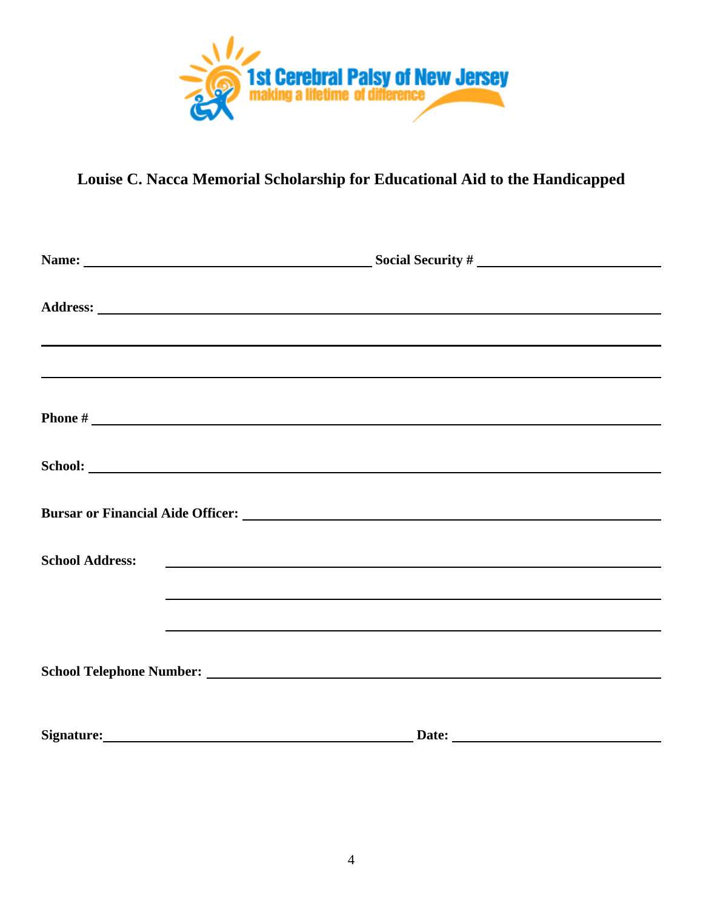1st Cerebral Palsy of New Jersey
making a lifetime of difference

## Louise C. Nacca Memorial Scholarship for Educational Aid to the Handicapped

**Name:** ______________________________ **Social Security #** ____________________

**Address:** ____________________________________________________________

____________________________________________________________

____________________________________________________________

**Phone #** ____________________________________________________________

**School:** ____________________________________________________________

**Bursar or Financial Aide Officer:** ____________________________________________

**School Address:** ____________________________________________________

____________________________________________________

____________________________________________________

**School Telephone Number:** ____________________________________________

**Signature:** ______________________________ **Date:** ____________________